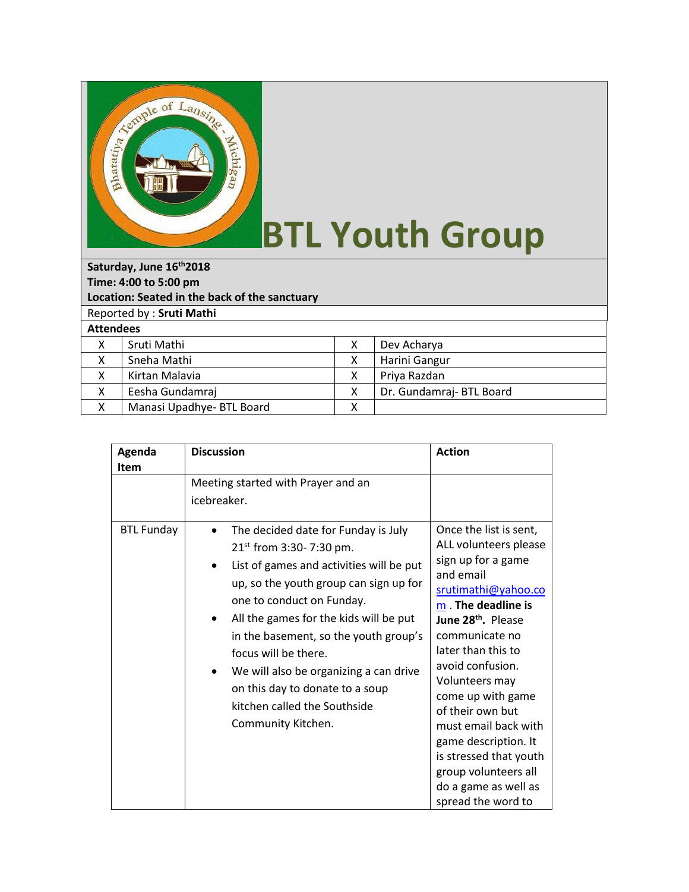# BTL Youth Group

**Saturday, June 16th 2018**
**Time: 4:00 to 5:00 pm**
**Location: Seated in the back of the sanctuary**

Reported by : **Sruti Mathi**

**Attendees**

| | | | |
|---|---|---|---|
| X | Sruti Mathi | X | Dev Acharya |
| X | Sneha Mathi | X | Harini Gangur |
| X | Kirtan Malavia | X | Priya Razdan |
| X | Eesha Gundamraj | X | Dr. Gundamraj- BTL Board |
| X | Manasi Upadhye- BTL Board | X | |

| Agenda Item | Discussion | Action |
|---|---|---|
| | Meeting started with Prayer and an icebreaker. | |
| BTL Funday | • The decided date for Funday is July 21st from 3:30- 7:30 pm. <br> • List of games and activities will be put up, so the youth group can sign up for one to conduct on Funday. <br> • All the games for the kids will be put in the basement, so the youth group's focus will be there. <br> • We will also be organizing a can drive on this day to donate to a soup kitchen called the Southside Community Kitchen. | Once the list is sent, ALL volunteers please sign up for a game and email srutimathi@yahoo.com . **The deadline is June 28th.** Please communicate no later than this to avoid confusion. Volunteers may come up with game of their own but must email back with game description. It is stressed that youth group volunteers all do a game as well as spread the word to |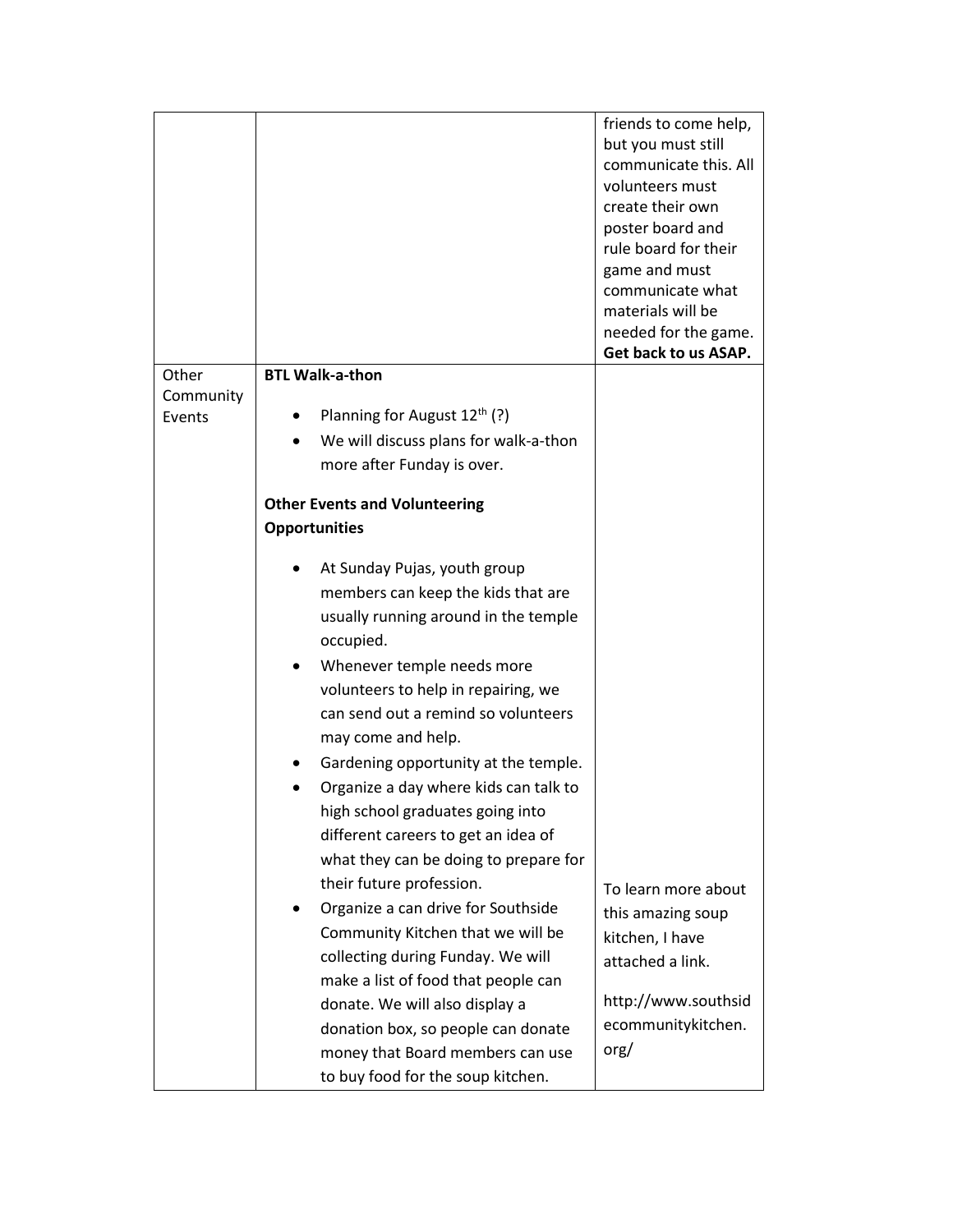| | | |
|---|---|---|
| | | friends to come help, but you must still communicate this. All volunteers must create their own poster board and rule board for their game and must communicate what materials will be needed for the game. **Get back to us ASAP.** |
| Other Community Events | **BTL Walk-a-thon**<br><br>• Planning for August 12th (?)<br>• We will discuss plans for walk-a-thon more after Funday is over.<br><br>**Other Events and Volunteering Opportunities**<br><br>• At Sunday Pujas, youth group members can keep the kids that are usually running around in the temple occupied.<br>• Whenever temple needs more volunteers to help in repairing, we can send out a remind so volunteers may come and help.<br>• Gardening opportunity at the temple.<br>• Organize a day where kids can talk to high school graduates going into different careers to get an idea of what they can be doing to prepare for their future profession.<br>• Organize a can drive for Southside Community Kitchen that we will be collecting during Funday. We will make a list of food that people can donate. We will also display a donation box, so people can donate money that Board members can use to buy food for the soup kitchen. | To learn more about this amazing soup kitchen, I have attached a link.<br><br>http://www.southsidecommunitykitchen.org/ |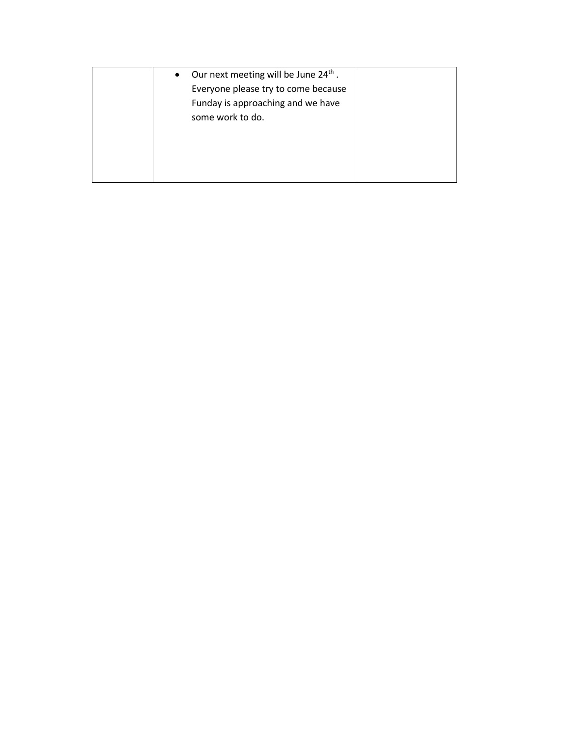| | | |
|---|---|---|
| | • Our next meeting will be June 24th . Everyone please try to come because Funday is approaching and we have some work to do. | |